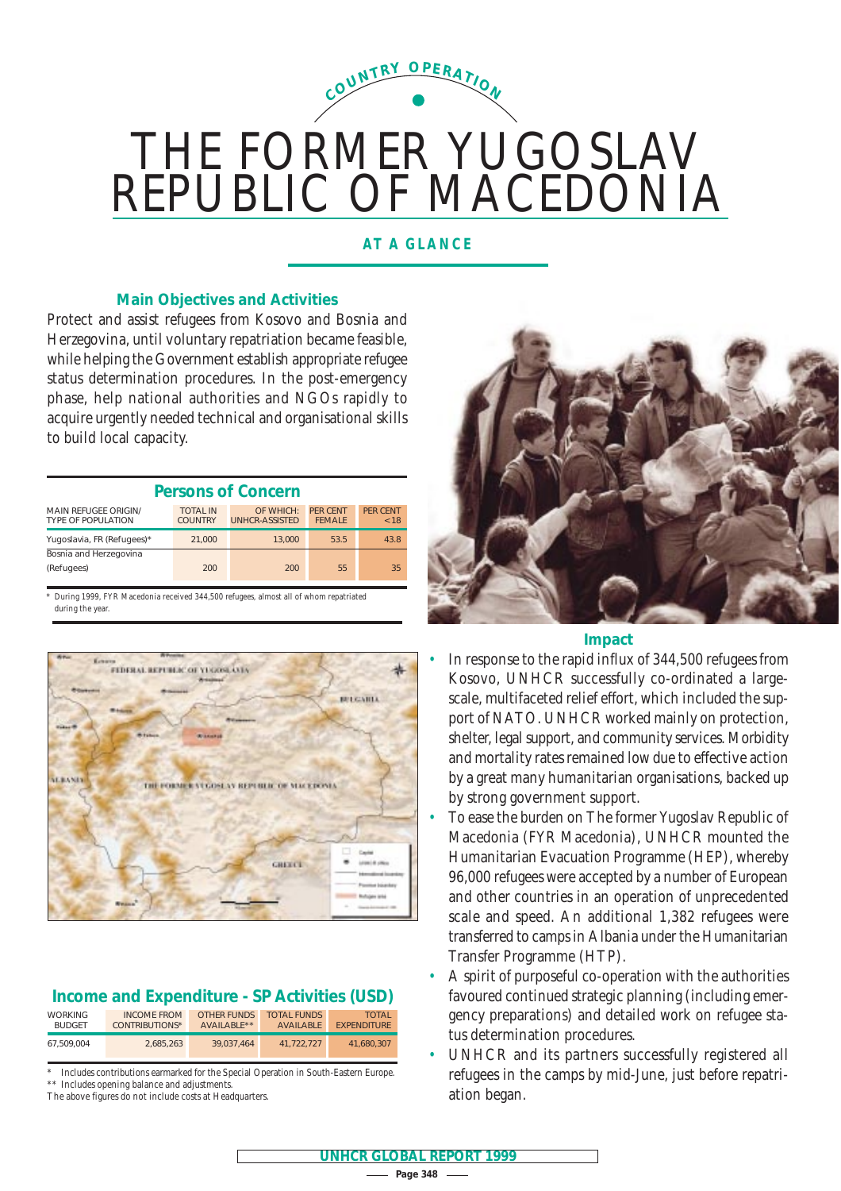COUNTRY OPERATION

# THE FORMER YUGOSLAV REPUBLIC OF MACEDONIA

## AT A GLANCE

### Main Objectives and Activities

Protect and assist refugees from Kosovo and Bosnia and Herzegovina, until voluntary repatriation became feasible, while helping the Government establish appropriate refugee status determination procedures. In the post-emergency phase, help national authorities and NGOs rapidly to acquire urgently needed technical and organisational skills to build local capacity.

### Persons of Concern

| MAIN REFUGEE ORIGIN/ TYPE OF POPULATION | TOTAL IN COUNTRY | OF WHICH: UNHCR-ASSISTED | PER CENT FEMALE | PER CENT <18 |
|---|---|---|---|---|
| Yugoslavia, FR (Refugees)* | 21,000 | 13,000 | 53.5 | 43.8 |
| Bosnia and Herzegovina (Refugees) | 200 | 200 | 55 | 35 |

* During 1999, FYR Macedonia received 344,500 refugees, almost all of whom repatriated during the year.

### Income and Expenditure - SP Activities (USD)

| WORKING BUDGET | INCOME FROM CONTRIBUTIONS* | OTHER FUNDS AVAILABLE** | TOTAL FUNDS AVAILABLE | TOTAL EXPENDITURE |
|---|---|---|---|---|
| 67,509,004 | 2,685,263 | 39,037,464 | 41,722,727 | 41,680,307 |

* Includes contributions earmarked for the Special Operation in South-Eastern Europe.
** Includes opening balance and adjustments.
The above figures do not include costs at Headquarters.

### Impact

- In response to the rapid influx of 344,500 refugees from Kosovo, UNHCR successfully co-ordinated a large-scale, multifaceted relief effort, which included the support of NATO. UNHCR worked mainly on protection, shelter, legal support, and community services. Morbidity and mortality rates remained low due to effective action by a great many humanitarian organisations, backed up by strong government support.
- To ease the burden on The former Yugoslav Republic of Macedonia (FYR Macedonia), UNHCR mounted the Humanitarian Evacuation Programme (HEP), whereby 96,000 refugees were accepted by a number of European and other countries in an operation of unprecedented scale and speed. An additional 1,382 refugees were transferred to camps in Albania under the Humanitarian Transfer Programme (HTP).
- A spirit of purposeful co-operation with the authorities favoured continued strategic planning (including emergency preparations) and detailed work on refugee status determination procedures.
- UNHCR and its partners successfully registered all refugees in the camps by mid-June, just before repatriation began.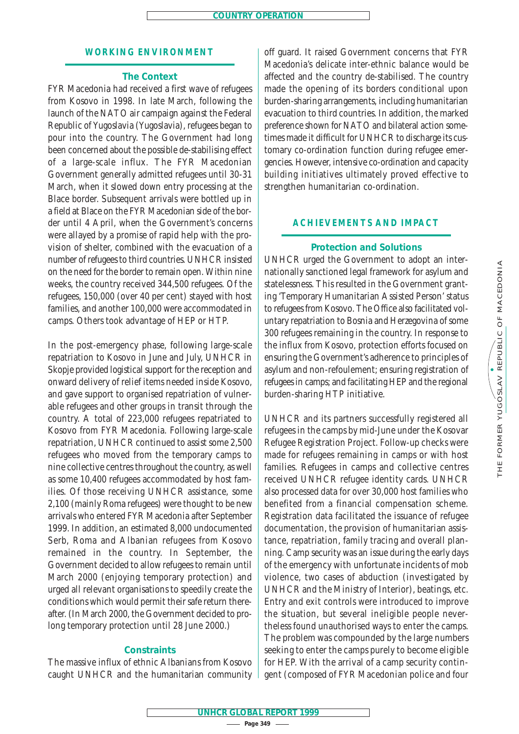## WORKING ENVIRONMENT

### The Context

FYR Macedonia had received a first wave of refugees from Kosovo in 1998. In late March, following the launch of the NATO air campaign against the Federal Republic of Yugoslavia (Yugoslavia), refugees began to pour into the country. The Government had long been concerned about the possible de-stabilising effect of a large-scale influx. The FYR Macedonian Government generally admitted refugees until 30-31 March, when it slowed down entry processing at the Blace border. Subsequent arrivals were bottled up in a field at Blace on the FYR Macedonian side of the border until 4 April, when the Government's concerns were allayed by a promise of rapid help with the provision of shelter, combined with the evacuation of a number of refugees to third countries. UNHCR insisted on the need for the border to remain open. Within nine weeks, the country received 344,500 refugees. Of the refugees, 150,000 (over 40 per cent) stayed with host families, and another 100,000 were accommodated in camps. Others took advantage of HEP or HTP.

In the post-emergency phase, following large-scale repatriation to Kosovo in June and July, UNHCR in Skopje provided logistical support for the reception and onward delivery of relief items needed inside Kosovo, and gave support to organised repatriation of vulnerable refugees and other groups in transit through the country. A total of 223,000 refugees repatriated to Kosovo from FYR Macedonia. Following large-scale repatriation, UNHCR continued to assist some 2,500 refugees who moved from the temporary camps to nine collective centres throughout the country, as well as some 10,400 refugees accommodated by host families. Of those receiving UNHCR assistance, some 2,100 (mainly Roma refugees) were thought to be new arrivals who entered FYR Macedonia after September 1999. In addition, an estimated 8,000 undocumented Serb, Roma and Albanian refugees from Kosovo remained in the country. In September, the Government decided to allow refugees to remain until March 2000 (enjoying temporary protection) and urged all relevant organisations to speedily create the conditions which would permit their safe return thereafter. (In March 2000, the Government decided to prolong temporary protection until 28 June 2000.)

### Constraints

The massive influx of ethnic Albanians from Kosovo caught UNHCR and the humanitarian community off guard. It raised Government concerns that FYR Macedonia's delicate inter-ethnic balance would be affected and the country de-stabilised. The country made the opening of its borders conditional upon burden-sharing arrangements, including humanitarian evacuation to third countries. In addition, the marked preference shown for NATO and bilateral action sometimes made it difficult for UNHCR to discharge its customary co-ordination function during refugee emergencies. However, intensive co-ordination and capacity building initiatives ultimately proved effective to strengthen humanitarian co-ordination.

## ACHIEVEMENTS AND IMPACT

### Protection and Solutions

UNHCR urged the Government to adopt an internationally sanctioned legal framework for asylum and statelessness. This resulted in the Government granting 'Temporary Humanitarian Assisted Person' status to refugees from Kosovo. The Office also facilitated voluntary repatriation to Bosnia and Herzegovina of some 300 refugees remaining in the country. In response to the influx from Kosovo, protection efforts focused on ensuring the Government's adherence to principles of asylum and non-refoulement; ensuring registration of refugees in camps; and facilitating HEP and the regional burden-sharing HTP initiative.

UNHCR and its partners successfully registered all refugees in the camps by mid-June under the Kosovar Refugee Registration Project. Follow-up checks were made for refugees remaining in camps or with host families. Refugees in camps and collective centres received UNHCR refugee identity cards. UNHCR also processed data for over 30,000 host families who benefited from a financial compensation scheme. Registration data facilitated the issuance of refugee documentation, the provision of humanitarian assistance, repatriation, family tracing and overall planning. Camp security was an issue during the early days of the emergency with unfortunate incidents of mob violence, two cases of abduction (investigated by UNHCR and the Ministry of Interior), beatings, etc. Entry and exit controls were introduced to improve the situation, but several ineligible people nevertheless found unauthorised ways to enter the camps. The problem was compounded by the large numbers seeking to enter the camps purely to become eligible for HEP. With the arrival of a camp security contingent (composed of FYR Macedonian police and four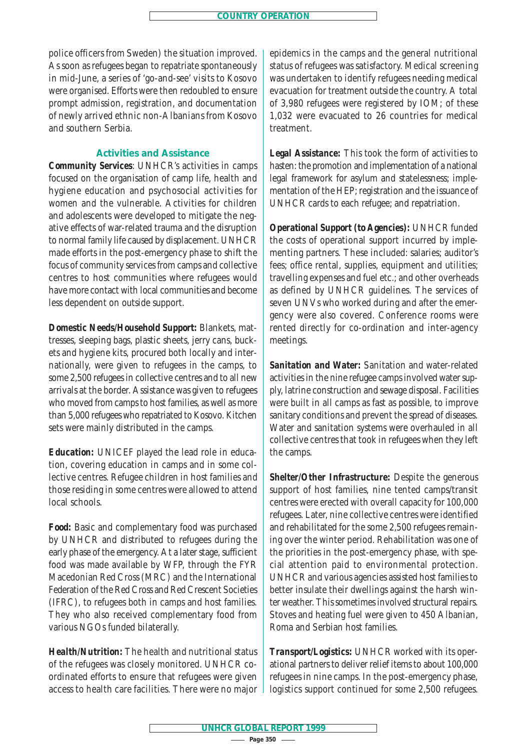police officers from Sweden) the situation improved. As soon as refugees began to repatriate spontaneously in mid-June, a series of 'go-and-see' visits to Kosovo were organised. Efforts were then redoubled to ensure prompt admission, registration, and documentation of newly arrived ethnic non-Albanians from Kosovo and southern Serbia.

## Activities and Assistance

**Community Services**: UNHCR's activities in camps focused on the organisation of camp life, health and hygiene education and psychosocial activities for women and the vulnerable. Activities for children and adolescents were developed to mitigate the negative effects of war-related trauma and the disruption to normal family life caused by displacement. UNHCR made efforts in the post-emergency phase to shift the focus of community services from camps and collective centres to host communities where refugees would have more contact with local communities and become less dependent on outside support.

**Domestic Needs/Household Support:** Blankets, mattresses, sleeping bags, plastic sheets, jerry cans, buckets and hygiene kits, procured both locally and internationally, were given to refugees in the camps, to some 2,500 refugees in collective centres and to all new arrivals at the border. Assistance was given to refugees who moved from camps to host families, as well as more than 5,000 refugees who repatriated to Kosovo. Kitchen sets were mainly distributed in the camps.

**Education:** UNICEF played the lead role in education, covering education in camps and in some collective centres. Refugee children in host families and those residing in some centres were allowed to attend local schools.

**Food:** Basic and complementary food was purchased by UNHCR and distributed to refugees during the early phase of the emergency. At a later stage, sufficient food was made available by WFP, through the FYR Macedonian Red Cross (MRC) and the International Federation of the Red Cross and Red Crescent Societies (IFRC), to refugees both in camps and host families. They who also received complementary food from various NGOs funded bilaterally.

**Health/Nutrition:** The health and nutritional status of the refugees was closely monitored. UNHCR co-ordinated efforts to ensure that refugees were given access to health care facilities. There were no major epidemics in the camps and the general nutritional status of refugees was satisfactory. Medical screening was undertaken to identify refugees needing medical evacuation for treatment outside the country. A total of 3,980 refugees were registered by IOM; of these 1,032 were evacuated to 26 countries for medical treatment.

**Legal Assistance:** This took the form of activities to hasten: the promotion and implementation of a national legal framework for asylum and statelessness; implementation of the HEP; registration and the issuance of UNHCR cards to each refugee; and repatriation.

**Operational Support (to Agencies):** UNHCR funded the costs of operational support incurred by implementing partners. These included: salaries; auditor's fees; office rental, supplies, equipment and utilities; travelling expenses and fuel etc.; and other overheads as defined by UNHCR guidelines. The services of seven UNVs who worked during and after the emergency were also covered. Conference rooms were rented directly for co-ordination and inter-agency meetings.

**Sanitation and Water:** Sanitation and water-related activities in the nine refugee camps involved water supply, latrine construction and sewage disposal. Facilities were built in all camps as fast as possible, to improve sanitary conditions and prevent the spread of diseases. Water and sanitation systems were overhauled in all collective centres that took in refugees when they left the camps.

**Shelter/Other Infrastructure:** Despite the generous support of host families, nine tented camps/transit centres were erected with overall capacity for 100,000 refugees. Later, nine collective centres were identified and rehabilitated for the some 2,500 refugees remaining over the winter period. Rehabilitation was one of the priorities in the post-emergency phase, with special attention paid to environmental protection. UNHCR and various agencies assisted host families to better insulate their dwellings against the harsh winter weather. This sometimes involved structural repairs. Stoves and heating fuel were given to 450 Albanian, Roma and Serbian host families.

**Transport/Logistics:** UNHCR worked with its operational partners to deliver relief items to about 100,000 refugees in nine camps. In the post-emergency phase, logistics support continued for some 2,500 refugees.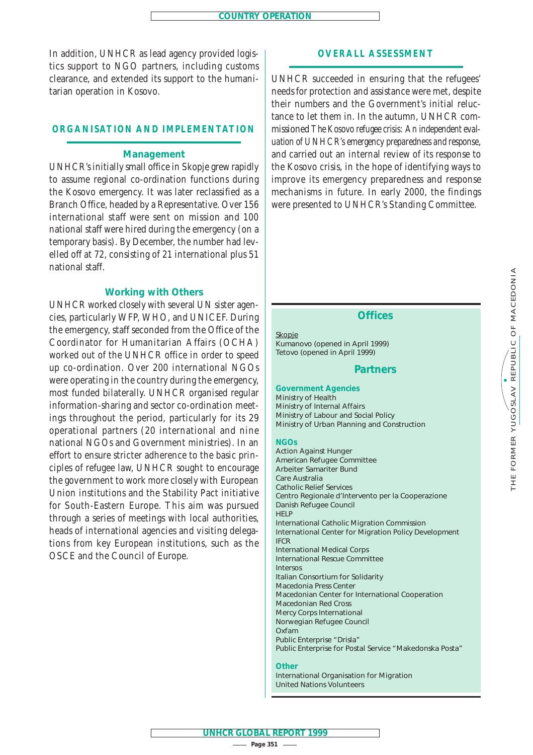In addition, UNHCR as lead agency provided logistics support to NGO partners, including customs clearance, and extended its support to the humanitarian operation in Kosovo.

## ORGANISATION AND IMPLEMENTATION

### Management

UNHCR's initially small office in Skopje grew rapidly to assume regional co-ordination functions during the Kosovo emergency. It was later reclassified as a Branch Office, headed by a Representative. Over 156 international staff were sent on mission and 100 national staff were hired during the emergency (on a temporary basis). By December, the number had levelled off at 72, consisting of 21 international plus 51 national staff.

### Working with Others

UNHCR worked closely with several UN sister agencies, particularly WFP, WHO, and UNICEF. During the emergency, staff seconded from the Office of the Coordinator for Humanitarian Affairs (OCHA) worked out of the UNHCR office in order to speed up co-ordination. Over 200 international NGOs were operating in the country during the emergency, most funded bilaterally. UNHCR organised regular information-sharing and sector co-ordination meetings throughout the period, particularly for its 29 operational partners (20 international and nine national NGOs and Government ministries). In an effort to ensure stricter adherence to the basic principles of refugee law, UNHCR sought to encourage the government to work more closely with European Union institutions and the Stability Pact initiative for South-Eastern Europe. This aim was pursued through a series of meetings with local authorities, heads of international agencies and visiting delegations from key European institutions, such as the OSCE and the Council of Europe.

## OVERALL ASSESSMENT

UNHCR succeeded in ensuring that the refugees' needs for protection and assistance were met, despite their numbers and the Government's initial reluctance to let them in. In the autumn, UNHCR commissioned *The Kosovo refugee crisis: An independent evaluation of UNHCR's emergency preparedness and response*, and carried out an internal review of its response to the Kosovo crisis, in the hope of identifying ways to improve its emergency preparedness and response mechanisms in future. In early 2000, the findings were presented to UNHCR's Standing Committee.

### Offices

Skopje
Kumanovo (opened in April 1999)
Tetovo (opened in April 1999)

### Partners

**Government Agencies**
Ministry of Health
Ministry of Internal Affairs
Ministry of Labour and Social Policy
Ministry of Urban Planning and Construction

**NGOs**
Action Against Hunger
American Refugee Committee
Arbeiter Samariter Bund
Care Australia
Catholic Relief Services
Centro Regionale d'Intervento per la Cooperazione
Danish Refugee Council
HELP
International Catholic Migration Commission
International Center for Migration Policy Development
IFCR
International Medical Corps
International Rescue Committee
Intersos
Italian Consortium for Solidarity
Macedonia Press Center
Macedonian Center for International Cooperation
Macedonian Red Cross
Mercy Corps International
Norwegian Refugee Council
Oxfam
Public Enterprise "Drisla"
Public Enterprise for Postal Service "Makedonska Posta"

**Other**
International Organisation for Migration
United Nations Volunteers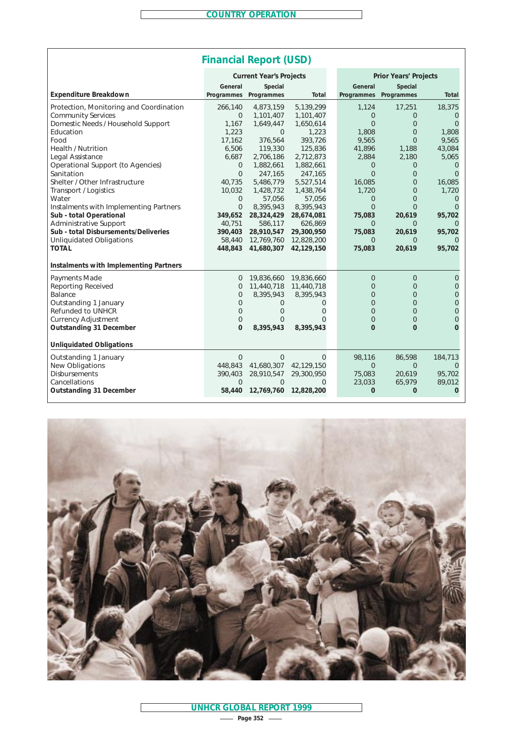## Financial Report (USD)

| Expenditure Breakdown | Current Year's Projects | | | Prior Years' Projects | | |
|---|---|---|---|---|---|---|
| | General Programmes | Special Programmes | Total | General Programmes | Special Programmes | Total |
| Protection, Monitoring and Coordination | 266,140 | 4,873,159 | 5,139,299 | 1,124 | 17,251 | 18,375 |
| Community Services | 0 | 1,101,407 | 1,101,407 | 0 | 0 | 0 |
| Domestic Needs / Household Support | 1,167 | 1,649,447 | 1,650,614 | 0 | 0 | 0 |
| Education | 1,223 | 0 | 1,223 | 1,808 | 0 | 1,808 |
| Food | 17,162 | 376,564 | 393,726 | 9,565 | 0 | 9,565 |
| Health / Nutrition | 6,506 | 119,330 | 125,836 | 41,896 | 1,188 | 43,084 |
| Legal Assistance | 6,687 | 2,706,186 | 2,712,873 | 2,884 | 2,180 | 5,065 |
| Operational Support (to Agencies) | 0 | 1,882,661 | 1,882,661 | 0 | 0 | 0 |
| Sanitation | 0 | 247,165 | 247,165 | 0 | 0 | 0 |
| Shelter / Other Infrastructure | 40,735 | 5,486,779 | 5,527,514 | 16,085 | 0 | 16,085 |
| Transport / Logistics | 10,032 | 1,428,732 | 1,438,764 | 1,720 | 0 | 1,720 |
| Water | 0 | 57,056 | 57,056 | 0 | 0 | 0 |
| Instalments with Implementing Partners | 0 | 8,395,943 | 8,395,943 | 0 | 0 | 0 |
| **Sub - total Operational** | **349,652** | **28,324,429** | **28,674,081** | **75,083** | **20,619** | **95,702** |
| Administrative Support | 40,751 | 586,117 | 626,869 | 0 | 0 | 0 |
| **Sub - total Disbursements/Deliveries** | **390,403** | **28,910,547** | **29,300,950** | **75,083** | **20,619** | **95,702** |
| Unliquidated Obligations | 58,440 | 12,769,760 | 12,828,200 | 0 | 0 | 0 |
| **TOTAL** | **448,843** | **41,680,307** | **42,129,150** | **75,083** | **20,619** | **95,702** |
| **Instalments with Implementing Partners** | | | | | | |
| Payments Made | 0 | 19,836,660 | 19,836,660 | 0 | 0 | 0 |
| Reporting Received | 0 | 11,440,718 | 11,440,718 | 0 | 0 | 0 |
| Balance | 0 | 8,395,943 | 8,395,943 | 0 | 0 | 0 |
| Outstanding 1 January | 0 | 0 | 0 | 0 | 0 | 0 |
| Refunded to UNHCR | 0 | 0 | 0 | 0 | 0 | 0 |
| Currency Adjustment | 0 | 0 | 0 | 0 | 0 | 0 |
| **Outstanding 31 December** | **0** | **8,395,943** | **8,395,943** | **0** | **0** | **0** |
| **Unliquidated Obligations** | | | | | | |
| Outstanding 1 January | 0 | 0 | 0 | 98,116 | 86,598 | 184,713 |
| New Obligations | 448,843 | 41,680,307 | 42,129,150 | 0 | 0 | 0 |
| Disbursements | 390,403 | 28,910,547 | 29,300,950 | 75,083 | 20,619 | 95,702 |
| Cancellations | 0 | 0 | 0 | 23,033 | 65,979 | 89,012 |
| **Outstanding 31 December** | **58,440** | **12,769,760** | **12,828,200** | **0** | **0** | **0** |